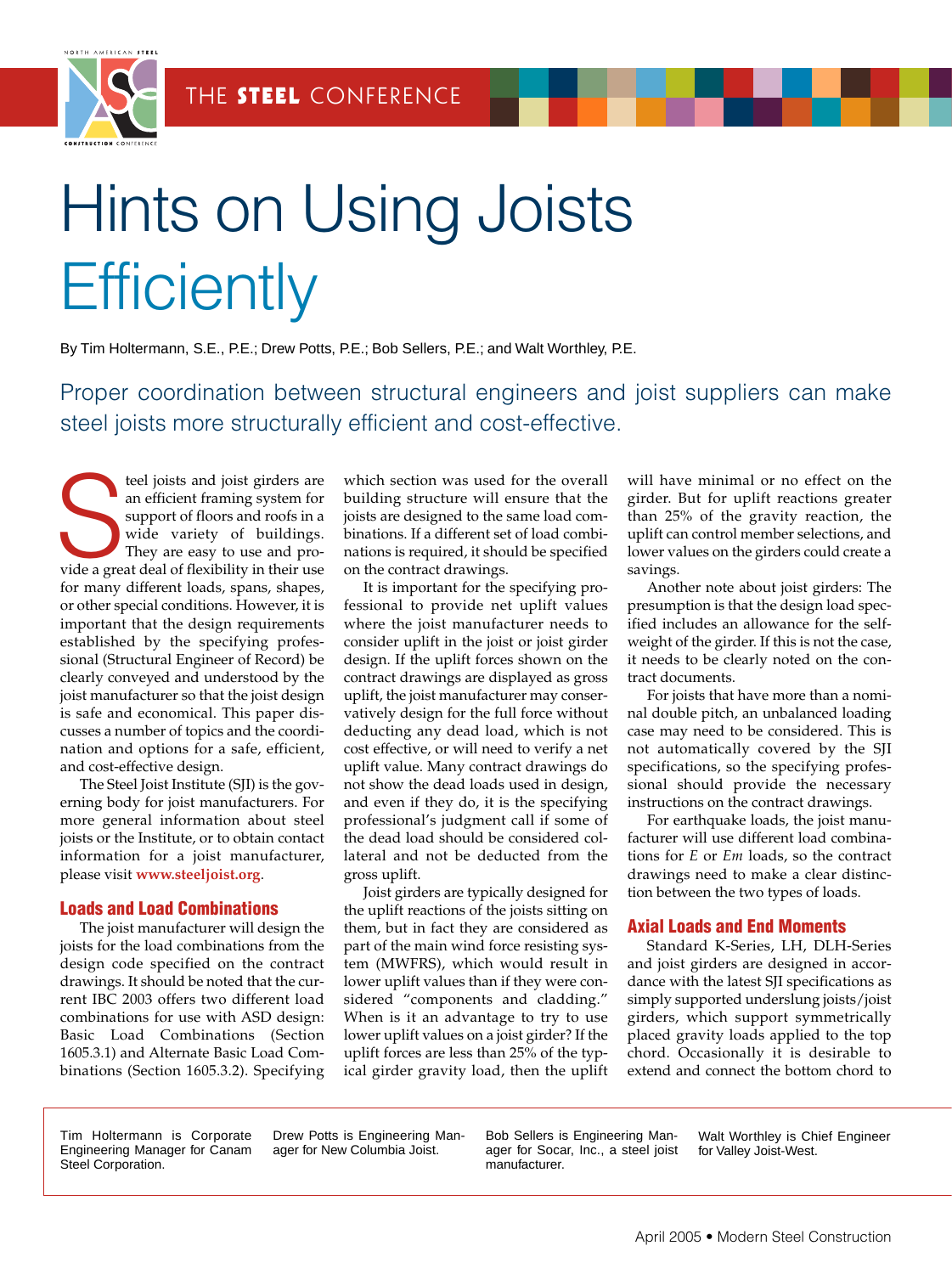# Hints on Using Joists Efficiently

By Tim Holtermann, S.E., P.E.; Drew Potts, P.E.; Bob Sellers, P.E.; and Walt Worthley, P.E.

Proper coordination between structural engineers and joist suppliers can make steel joists more structurally efficient and cost-effective.

Steel joists and joist girders are an efficient framing system for support of floors and roofs in a wide variety of buildings. They are easy to use and provide a great deal of flexibility in their use for many different loads, spans, shapes, or other special conditions. However, it is important that the design requirements established by the specifying professional (Structural Engineer of Record) be clearly conveyed and understood by the joist manufacturer so that the joist design is safe and economical. This paper discusses a number of topics and the coordination and options for a safe, efficient, and cost-effective design.

The Steel Joist Institute (SJI) is the governing body for joist manufacturers. For more general information about steel joists or the Institute, or to obtain contact information for a joist manufacturer, please visit **www.steeljoist.org**.

## Loads and Load Combinations

The joist manufacturer will design the joists for the load combinations from the design code specified on the contract drawings. It should be noted that the current IBC 2003 offers two different load combinations for use with ASD design: Basic Load Combinations (Section 1605.3.1) and Alternate Basic Load Combinations (Section 1605.3.2). Specifying which section was used for the overall building structure will ensure that the joists are designed to the same load combinations. If a different set of load combinations is required, it should be specified on the contract drawings.

It is important for the specifying professional to provide net uplift values where the joist manufacturer needs to consider uplift in the joist or joist girder design. If the uplift forces shown on the contract drawings are displayed as gross uplift, the joist manufacturer may conservatively design for the full force without deducting any dead load, which is not cost effective, or will need to verify a net uplift value. Many contract drawings do not show the dead loads used in design, and even if they do, it is the specifying professional's judgment call if some of the dead load should be considered collateral and not be deducted from the gross uplift.

Joist girders are typically designed for the uplift reactions of the joists sitting on them, but in fact they are considered as part of the main wind force resisting system (MWFRS), which would result in lower uplift values than if they were considered "components and cladding." When is it an advantage to try to use lower uplift values on a joist girder? If the uplift forces are less than 25% of the typical girder gravity load, then the uplift will have minimal or no effect on the girder. But for uplift reactions greater than 25% of the gravity reaction, the uplift can control member selections, and lower values on the girders could create a savings.

Another note about joist girders: The presumption is that the design load specified includes an allowance for the self-weight of the girder. If this is not the case, it needs to be clearly noted on the contract documents.

For joists that have more than a nominal double pitch, an unbalanced loading case may need to be considered. This is not automatically covered by the SJI specifications, so the specifying professional should provide the necessary instructions on the contract drawings.

For earthquake loads, the joist manufacturer will use different load combinations for $E$ or $Em$ loads, so the contract drawings need to make a clear distinction between the two types of loads.

## Axial Loads and End Moments

Standard K-Series, LH, DLH-Series and joist girders are designed in accordance with the latest SJI specifications as simply supported underslung joists/joist girders, which support symmetrically placed gravity loads applied to the top chord. Occasionally it is desirable to extend and connect the bottom chord to

Tim Holtermann is Corporate Engineering Manager for Canam Steel Corporation.

Drew Potts is Engineering Manager for New Columbia Joist.

Bob Sellers is Engineering Manager for Socar, Inc., a steel joist manufacturer.

Walt Worthley is Chief Engineer for Valley Joist-West.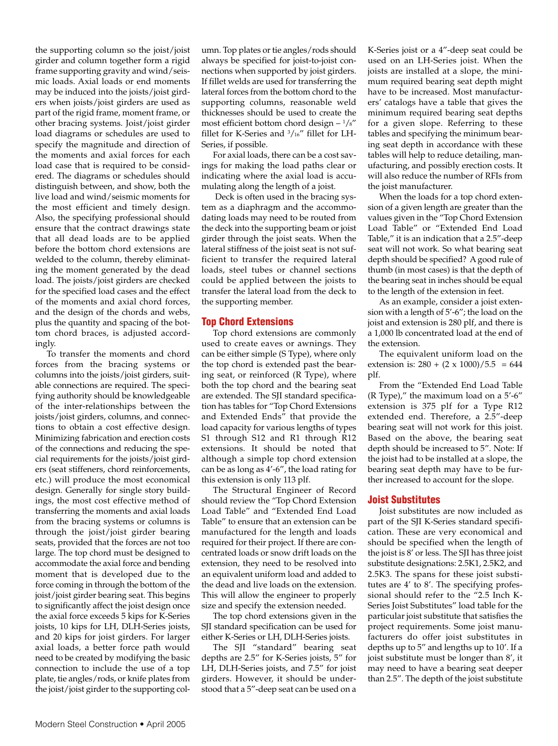the supporting column so the joist/joist girder and column together form a rigid frame supporting gravity and wind/seismic loads. Axial loads or end moments may be induced into the joists/joist girders when joists/joist girders are used as part of the rigid frame, moment frame, or other bracing systems. Joist/joist girder load diagrams or schedules are used to specify the magnitude and direction of the moments and axial forces for each load case that is required to be considered. The diagrams or schedules should distinguish between, and show, both the live load and wind/seismic moments for the most efficient and timely design. Also, the specifying professional should ensure that the contract drawings state that all dead loads are to be applied before the bottom chord extensions are welded to the column, thereby eliminating the moment generated by the dead load. The joists/joist girders are checked for the specified load cases and the effect of the moments and axial chord forces, and the design of the chords and webs, plus the quantity and spacing of the bottom chord braces, is adjusted accordingly.

To transfer the moments and chord forces from the bracing systems or columns into the joists/joist girders, suitable connections are required. The specifying authority should be knowledgeable of the inter-relationships between the joists/joist girders, columns, and connections to obtain a cost effective design. Minimizing fabrication and erection costs of the connections and reducing the special requirements for the joists/joist girders (seat stiffeners, chord reinforcements, etc.) will produce the most economical design. Generally for single story buildings, the most cost effective method of transferring the moments and axial loads from the bracing systems or columns is through the joist/joist girder bearing seats, provided that the forces are not too large. The top chord must be designed to accommodate the axial force and bending moment that is developed due to the force coming in through the bottom of the joist/joist girder bearing seat. This begins to significantly affect the joist design once the axial force exceeds 5 kips for K-Series joists, 10 kips for LH, DLH-Series joists, and 20 kips for joist girders. For larger axial loads, a better force path would need to be created by modifying the basic connection to include the use of a top plate, tie angles/rods, or knife plates from the joist/joist girder to the supporting column. Top plates or tie angles/rods should always be specified for joist-to-joist connections when supported by joist girders. If fillet welds are used for transferring the lateral forces from the bottom chord to the supporting columns, reasonable weld thicknesses should be used to create the most efficient bottom chord design – 1/8″ fillet for K-Series and 3/16″ fillet for LH-Series, if possible.

For axial loads, there can be a cost savings for making the load paths clear or indicating where the axial load is accumulating along the length of a joist.

Deck is often used in the bracing system as a diaphragm and the accommodating loads may need to be routed from the deck into the supporting beam or joist girder through the joist seats. When the lateral stiffness of the joist seat is not sufficient to transfer the required lateral loads, steel tubes or channel sections could be applied between the joists to transfer the lateral load from the deck to the supporting member.

## Top Chord Extensions

Top chord extensions are commonly used to create eaves or awnings. They can be either simple (S Type), where only the top chord is extended past the bearing seat, or reinforced (R Type), where both the top chord and the bearing seat are extended. The SJI standard specification has tables for "Top Chord Extensions and Extended Ends" that provide the load capacity for various lengths of types S1 through S12 and R1 through R12 extensions. It should be noted that although a simple top chord extension can be as long as 4′-6″, the load rating for this extension is only 113 plf.

The Structural Engineer of Record should review the "Top Chord Extension Load Table" and "Extended End Load Table" to ensure that an extension can be manufactured for the length and loads required for their project. If there are concentrated loads or snow drift loads on the extension, they need to be resolved into an equivalent uniform load and added to the dead and live loads on the extension. This will allow the engineer to properly size and specify the extension needed.

The top chord extensions given in the SJI standard specification can be used for either K-Series or LH, DLH-Series joists.

The SJI "standard" bearing seat depths are 2.5″ for K-Series joists, 5″ for LH, DLH-Series joists, and 7.5″ for joist girders. However, it should be understood that a 5″-deep seat can be used on a K-Series joist or a 4″-deep seat could be used on an LH-Series joist. When the joists are installed at a slope, the minimum required bearing seat depth might have to be increased. Most manufacturers' catalogs have a table that gives the minimum required bearing seat depths for a given slope. Referring to these tables and specifying the minimum bearing seat depth in accordance with these tables will help to reduce detailing, manufacturing, and possibly erection costs. It will also reduce the number of RFIs from the joist manufacturer.

When the loads for a top chord extension of a given length are greater than the values given in the "Top Chord Extension Load Table" or "Extended End Load Table," it is an indication that a 2.5″-deep seat will not work. So what bearing seat depth should be specified? A good rule of thumb (in most cases) is that the depth of the bearing seat in inches should be equal to the length of the extension in feet.

As an example, consider a joist extension with a length of 5′-6″; the load on the joist and extension is 280 plf, and there is a 1,000 lb concentrated load at the end of the extension.

The equivalent uniform load on the extension is: $280 + (2 \times 1000)/5.5 = 644$ plf.

From the "Extended End Load Table (R Type)," the maximum load on a 5′-6″ extension is 375 plf for a Type R12 extended end. Therefore, a 2.5″-deep bearing seat will not work for this joist. Based on the above, the bearing seat depth should be increased to 5″. Note: If the joist had to be installed at a slope, the bearing seat depth may have to be further increased to account for the slope.

## Joist Substitutes

Joist substitutes are now included as part of the SJI K-Series standard specification. These are very economical and should be specified when the length of the joist is 8′ or less. The SJI has three joist substitute designations: 2.5K1, 2.5K2, and 2.5K3. The spans for these joist substitutes are 4′ to 8′. The specifying professional should refer to the "2.5 Inch K-Series Joist Substitutes" load table for the particular joist substitute that satisfies the project requirements. Some joist manufacturers do offer joist substitutes in depths up to 5″ and lengths up to 10′. If a joist substitute must be longer than 8′, it may need to have a bearing seat deeper than 2.5″. The depth of the joist substitute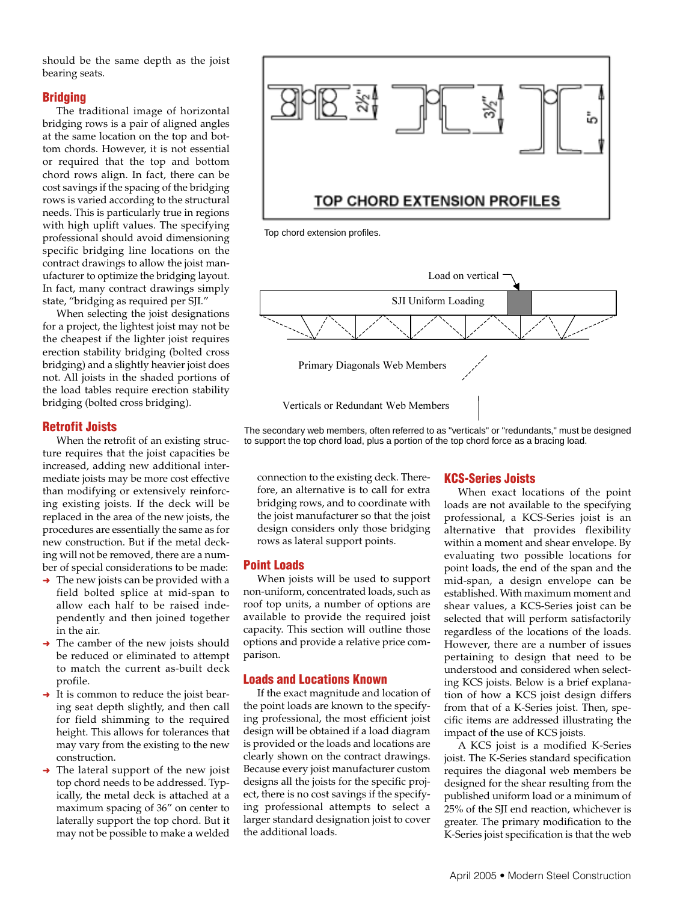should be the same depth as the joist bearing seats.

## Bridging

The traditional image of horizontal bridging rows is a pair of aligned angles at the same location on the top and bottom chords. However, it is not essential or required that the top and bottom chord rows align. In fact, there can be cost savings if the spacing of the bridging rows is varied according to the structural needs. This is particularly true in regions with high uplift values. The specifying professional should avoid dimensioning specific bridging line locations on the contract drawings to allow the joist manufacturer to optimize the bridging layout. In fact, many contract drawings simply state, "bridging as required per SJI."

When selecting the joist designations for a project, the lightest joist may not be the cheapest if the lighter joist requires erection stability bridging (bolted cross bridging) and a slightly heavier joist does not. All joists in the shaded portions of the load tables require erection stability bridging (bolted cross bridging).

## Retrofit Joists

When the retrofit of an existing structure requires that the joist capacities be increased, adding new additional intermediate joists may be more cost effective than modifying or extensively reinforcing existing joists. If the deck will be replaced in the area of the new joists, the procedures are essentially the same as for new construction. But if the metal decking will not be removed, there are a number of special considerations to be made:

- The new joists can be provided with a field bolted splice at mid-span to allow each half to be raised independently and then joined together in the air.
- The camber of the new joists should be reduced or eliminated to attempt to match the current as-built deck profile.
- It is common to reduce the joist bearing seat depth slightly, and then call for field shimming to the required height. This allows for tolerances that may vary from the existing to the new construction.
- The lateral support of the new joist top chord needs to be addressed. Typically, the metal deck is attached at a maximum spacing of 36" on center to laterally support the top chord. But it may not be possible to make a welded connection to the existing deck. Therefore, an alternative is to call for extra bridging rows, and to coordinate with the joist manufacturer so that the joist design considers only those bridging rows as lateral support points.

TOP CHORD EXTENSION PROFILES

Top chord extension profiles.

Load on vertical

SJI Uniform Loading

Primary Diagonals Web Members

Verticals or Redundant Web Members

The secondary web members, often referred to as "verticals" or "redundants," must be designed to support the top chord load, plus a portion of the top chord force as a bracing load.

## Point Loads

When joists will be used to support non-uniform, concentrated loads, such as roof top units, a number of options are available to provide the required joist capacity. This section will outline those options and provide a relative price comparison.

## Loads and Locations Known

If the exact magnitude and location of the point loads are known to the specifying professional, the most efficient joist design will be obtained if a load diagram is provided or the loads and locations are clearly shown on the contract drawings. Because every joist manufacturer custom designs all the joists for the specific project, there is no cost savings if the specifying professional attempts to select a larger standard designation joist to cover the additional loads.

## KCS-Series Joists

When exact locations of the point loads are not available to the specifying professional, a KCS-Series joist is an alternative that provides flexibility within a moment and shear envelope. By evaluating two possible locations for point loads, the end of the span and the mid-span, a design envelope can be established. With maximum moment and shear values, a KCS-Series joist can be selected that will perform satisfactorily regardless of the locations of the loads. However, there are a number of issues pertaining to design that need to be understood and considered when selecting KCS joists. Below is a brief explanation of how a KCS joist design differs from that of a K-Series joist. Then, specific items are addressed illustrating the impact of the use of KCS joists.

A KCS joist is a modified K-Series joist. The K-Series standard specification requires the diagonal web members be designed for the shear resulting from the published uniform load or a minimum of 25% of the SJI end reaction, whichever is greater. The primary modification to the K-Series joist specification is that the web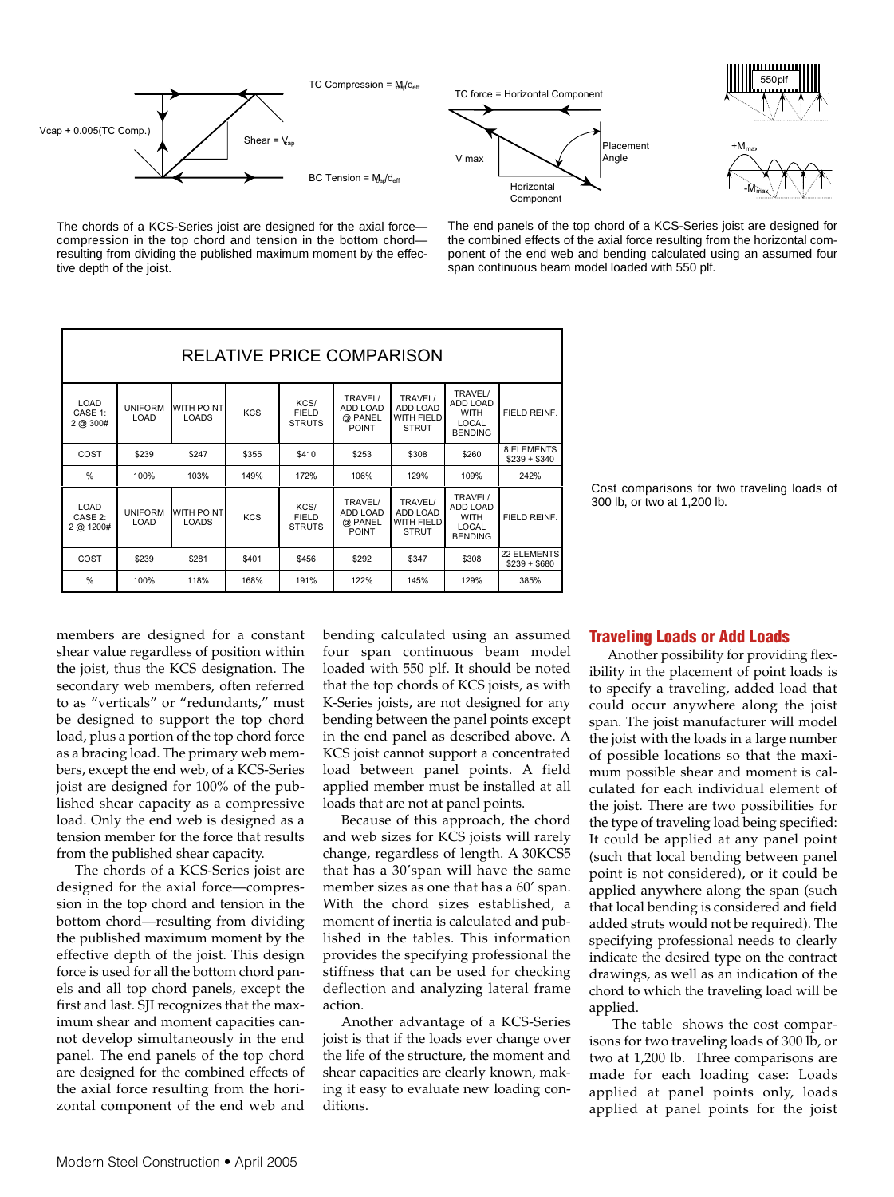TC Compression = $M_{cap}/d_{eff}$

Vcap + 0.005(TC Comp.)

Shear = $V_{cap}$

BC Tension = $M_{cap}/d_{eff}$

The chords of a KCS-Series joist are designed for the axial force—compression in the top chord and tension in the bottom chord—resulting from dividing the published maximum moment by the effective depth of the joist.

TC force = Horizontal Component

V max

Placement Angle

Horizontal Component

550plf

$+M_{max}$

$-M_{max}$

The end panels of the top chord of a KCS-Series joist are designed for the combined effects of the axial force resulting from the horizontal component of the end web and bending calculated using an assumed four span continuous beam model loaded with 550 plf.

**RELATIVE PRICE COMPARISON**

| LOAD CASE 1: 2 @ 300# | UNIFORM LOAD | WITH POINT LOADS | KCS | KCS/ FIELD STRUTS | TRAVEL/ ADD LOAD @ PANEL POINT | TRAVEL/ ADD LOAD WITH FIELD STRUT | TRAVEL/ ADD LOAD WITH LOCAL BENDING | FIELD REINF. |
|---|---|---|---|---|---|---|---|---|
| COST | $239 | $247 | $355 | $410 | $253 | $308 | $260 | 8 ELEMENTS $239 + $340 |
| % | 100% | 103% | 149% | 172% | 106% | 129% | 109% | 242% |
| **LOAD CASE 2: 2 @ 1200#** | **UNIFORM LOAD** | **WITH POINT LOADS** | **KCS** | **KCS/ FIELD STRUTS** | **TRAVEL/ ADD LOAD @ PANEL POINT** | **TRAVEL/ ADD LOAD WITH FIELD STRUT** | **TRAVEL/ ADD LOAD WITH LOCAL BENDING** | **FIELD REINF.** |
| COST | $239 | $281 | $401 | $456 | $292 | $347 | $308 | 22 ELEMENTS $239 + $680 |
| % | 100% | 118% | 168% | 191% | 122% | 145% | 129% | 385% |

Cost comparisons for two traveling loads of 300 lb, or two at 1,200 lb.

members are designed for a constant shear value regardless of position within the joist, thus the KCS designation. The secondary web members, often referred to as "verticals" or "redundants," must be designed to support the top chord load, plus a portion of the top chord force as a bracing load. The primary web members, except the end web, of a KCS-Series joist are designed for 100% of the published shear capacity as a compressive load. Only the end web is designed as a tension member for the force that results from the published shear capacity.

The chords of a KCS-Series joist are designed for the axial force—compression in the top chord and tension in the bottom chord—resulting from dividing the published maximum moment by the effective depth of the joist. This design force is used for all the bottom chord panels and all top chord panels, except the first and last. SJI recognizes that the maximum shear and moment capacities cannot develop simultaneously in the end panel. The end panels of the top chord are designed for the combined effects of the axial force resulting from the horizontal component of the end web and bending calculated using an assumed four span continuous beam model loaded with 550 plf. It should be noted that the top chords of KCS joists, as with K-Series joists, are not designed for any bending between the panel points except in the end panel as described above. A KCS joist cannot support a concentrated load between panel points. A field applied member must be installed at all loads that are not at panel points.

Because of this approach, the chord and web sizes for KCS joists will rarely change, regardless of length. A 30KCS5 that has a 30′ span will have the same member sizes as one that has a 60′ span. With the chord sizes established, a moment of inertia is calculated and published in the tables. This information provides the specifying professional the stiffness that can be used for checking deflection and analyzing lateral frame action.

Another advantage of a KCS-Series joist is that if the loads ever change over the life of the structure, the moment and shear capacities are clearly known, making it easy to evaluate new loading conditions.

## Traveling Loads or Add Loads

Another possibility for providing flexibility in the placement of point loads is to specify a traveling, added load that could occur anywhere along the joist span. The joist manufacturer will model the joist with the loads in a large number of possible locations so that the maximum possible shear and moment is calculated for each individual element of the joist. There are two possibilities for the type of traveling load being specified: It could be applied at any panel point (such that local bending between panel point is not considered), or it could be applied anywhere along the span (such that local bending is considered and field added struts would not be required). The specifying professional needs to clearly indicate the desired type on the contract drawings, as well as an indication of the chord to which the traveling load will be applied.

The table shows the cost comparisons for two traveling loads of 300 lb, or two at 1,200 lb. Three comparisons are made for each loading case: Loads applied at panel points only, loads applied at panel points for the joist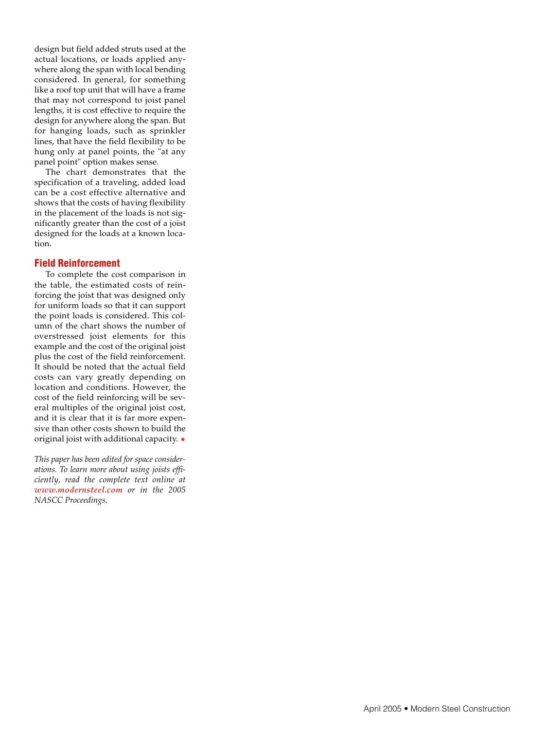design but field added struts used at the actual locations, or loads applied anywhere along the span with local bending considered. In general, for something like a roof top unit that will have a frame that may not correspond to joist panel lengths, it is cost effective to require the design for anywhere along the span. But for hanging loads, such as sprinkler lines, that have the field flexibility to be hung only at panel points, the "at any panel point" option makes sense.

The chart demonstrates that the specification of a traveling, added load can be a cost effective alternative and shows that the costs of having flexibility in the placement of the loads is not significantly greater than the cost of a joist designed for the loads at a known location.

## Field Reinforcement

To complete the cost comparison in the table, the estimated costs of reinforcing the joist that was designed only for uniform loads so that it can support the point loads is considered. This column of the chart shows the number of overstressed joist elements for this example and the cost of the original joist plus the cost of the field reinforcement. It should be noted that the actual field costs can vary greatly depending on location and conditions. However, the cost of the field reinforcing will be several multiples of the original joist cost, and it is clear that it is far more expensive than other costs shown to build the original joist with additional capacity. ★

*This paper has been edited for space considerations. To learn more about using joists efficiently, read the complete text online at **www.modernsteel.com** or in the 2005 NASCC Proceedings.*